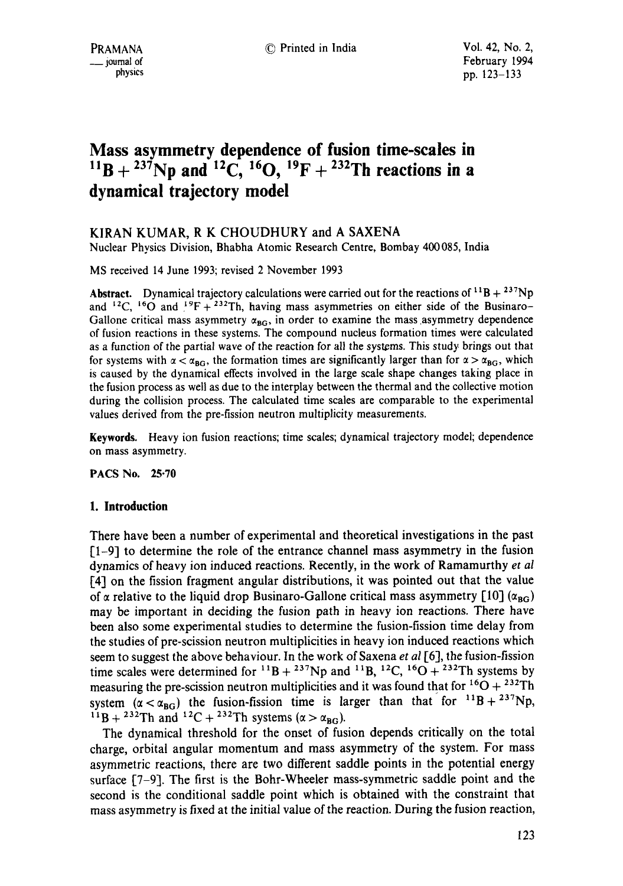# Mass asymmetry dependence of fusion time-scales in $^{11}B + ^{237}Np$ and $^{12}C$, $^{16}O$, $^{19}F + ^{232}Th$ reactions in a dynamical trajectory model

KIRAN KUMAR, R K CHOUDHURY and A SAXENA

Nuclear Physics Division, Bhabha Atomic Research Centre, Bombay 400085, India

MS received 14 June 1993; revised 2 November 1993

**Abstract.** Dynamical trajectory calculations were carried out for the reactions of $^{11}B + ^{237}Np$ and $^{12}C$, $^{16}O$ and $^{19}F + ^{232}Th$, having mass asymmetries on either side of the Businaro–Gallone critical mass asymmetry $\alpha_{BG}$, in order to examine the mass asymmetry dependence of fusion reactions in these systems. The compound nucleus formation times were calculated as a function of the partial wave of the reaction for all the systems. This study brings out that for systems with $\alpha < \alpha_{BG}$, the formation times are significantly larger than for $\alpha > \alpha_{BG}$, which is caused by the dynamical effects involved in the large scale shape changes taking place in the fusion process as well as due to the interplay between the thermal and the collective motion during the collision process. The calculated time scales are comparable to the experimental values derived from the pre-fission neutron multiplicity measurements.

**Keywords.** Heavy ion fusion reactions; time scales; dynamical trajectory model; dependence on mass asymmetry.

**PACS No.** 25·70

## 1. Introduction

There have been a number of experimental and theoretical investigations in the past [1–9] to determine the role of the entrance channel mass asymmetry in the fusion dynamics of heavy ion induced reactions. Recently, in the work of Ramamurthy *et al* [4] on the fission fragment angular distributions, it was pointed out that the value of $\alpha$ relative to the liquid drop Businaro-Gallone critical mass asymmetry [10] ($\alpha_{BG}$) may be important in deciding the fusion path in heavy ion reactions. There have been also some experimental studies to determine the fusion-fission time delay from the studies of pre-scission neutron multiplicities in heavy ion induced reactions which seem to suggest the above behaviour. In the work of Saxena *et al* [6], the fusion-fission time scales were determined for $^{11}B + ^{237}Np$ and $^{11}B$, $^{12}C$, $^{16}O + ^{232}Th$ systems by measuring the pre-scission neutron multiplicities and it was found that for $^{16}O + ^{232}Th$ system ($\alpha < \alpha_{BG}$) the fusion-fission time is larger than that for $^{11}B + ^{237}Np$, $^{11}B + ^{232}Th$ and $^{12}C + ^{232}Th$ systems ($\alpha > \alpha_{BG}$).

The dynamical threshold for the onset of fusion depends critically on the total charge, orbital angular momentum and mass asymmetry of the system. For mass asymmetric reactions, there are two different saddle points in the potential energy surface [7–9]. The first is the Bohr-Wheeler mass-symmetric saddle point and the second is the conditional saddle point which is obtained with the constraint that mass asymmetry is fixed at the initial value of the reaction. During the fusion reaction,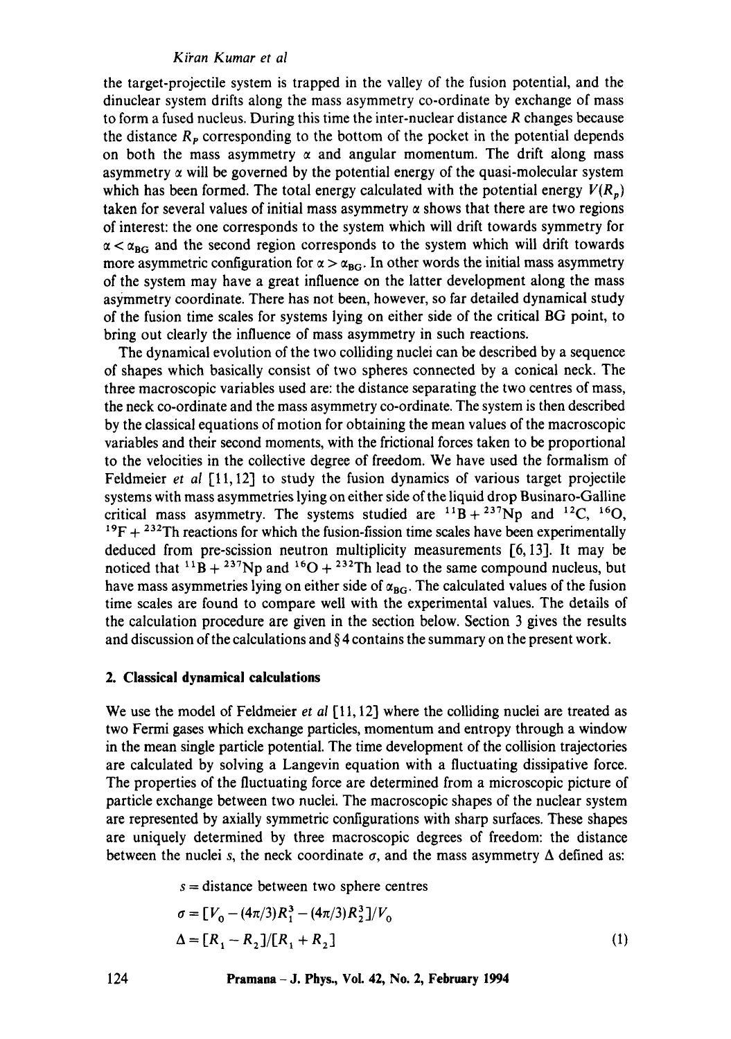the target-projectile system is trapped in the valley of the fusion potential, and the dinuclear system drifts along the mass asymmetry co-ordinate by exchange of mass to form a fused nucleus. During this time the inter-nuclear distance $R$ changes because the distance $R_P$ corresponding to the bottom of the pocket in the potential depends on both the mass asymmetry $\alpha$ and angular momentum. The drift along mass asymmetry $\alpha$ will be governed by the potential energy of the quasi-molecular system which has been formed. The total energy calculated with the potential energy $V(R_p)$ taken for several values of initial mass asymmetry $\alpha$ shows that there are two regions of interest: the one corresponds to the system which will drift towards symmetry for $\alpha < \alpha_{BG}$ and the second region corresponds to the system which will drift towards more asymmetric configuration for $\alpha > \alpha_{BG}$. In other words the initial mass asymmetry of the system may have a great influence on the latter development along the mass asymmetry coordinate. There has not been, however, so far detailed dynamical study of the fusion time scales for systems lying on either side of the critical BG point, to bring out clearly the influence of mass asymmetry in such reactions.

The dynamical evolution of the two colliding nuclei can be described by a sequence of shapes which basically consist of two spheres connected by a conical neck. The three macroscopic variables used are: the distance separating the two centres of mass, the neck co-ordinate and the mass asymmetry co-ordinate. The system is then described by the classical equations of motion for obtaining the mean values of the macroscopic variables and their second moments, with the frictional forces taken to be proportional to the velocities in the collective degree of freedom. We have used the formalism of Feldmeier *et al* [11, 12] to study the fusion dynamics of various target projectile systems with mass asymmetries lying on either side of the liquid drop Businaro-Galline critical mass asymmetry. The systems studied are $^{11}B + ^{237}Np$ and $^{12}C$, $^{16}O$, $^{19}F + ^{232}Th$ reactions for which the fusion-fission time scales have been experimentally deduced from pre-scission neutron multiplicity measurements [6, 13]. It may be noticed that $^{11}B + ^{237}Np$ and $^{16}O + ^{232}Th$ lead to the same compound nucleus, but have mass asymmetries lying on either side of $\alpha_{BG}$. The calculated values of the fusion time scales are found to compare well with the experimental values. The details of the calculation procedure are given in the section below. Section 3 gives the results and discussion of the calculations and § 4 contains the summary on the present work.

## 2. Classical dynamical calculations

We use the model of Feldmeier *et al* [11, 12] where the colliding nuclei are treated as two Fermi gases which exchange particles, momentum and entropy through a window in the mean single particle potential. The time development of the collision trajectories are calculated by solving a Langevin equation with a fluctuating dissipative force. The properties of the fluctuating force are determined from a microscopic picture of particle exchange between two nuclei. The macroscopic shapes of the nuclear system are represented by axially symmetric configurations with sharp surfaces. These shapes are uniquely determined by three macroscopic degrees of freedom: the distance between the nuclei $s$, the neck coordinate $\sigma$, and the mass asymmetry $\Delta$ defined as:

$$
\begin{aligned}
s &= \text{distance between two sphere centres} \\
\sigma &= [V_0 - (4\pi/3)R_1^3 - (4\pi/3)R_2^3]/V_0 \\
\Delta &= [R_1 - R_2]/[R_1 + R_2]
\end{aligned}
\tag{1}
$$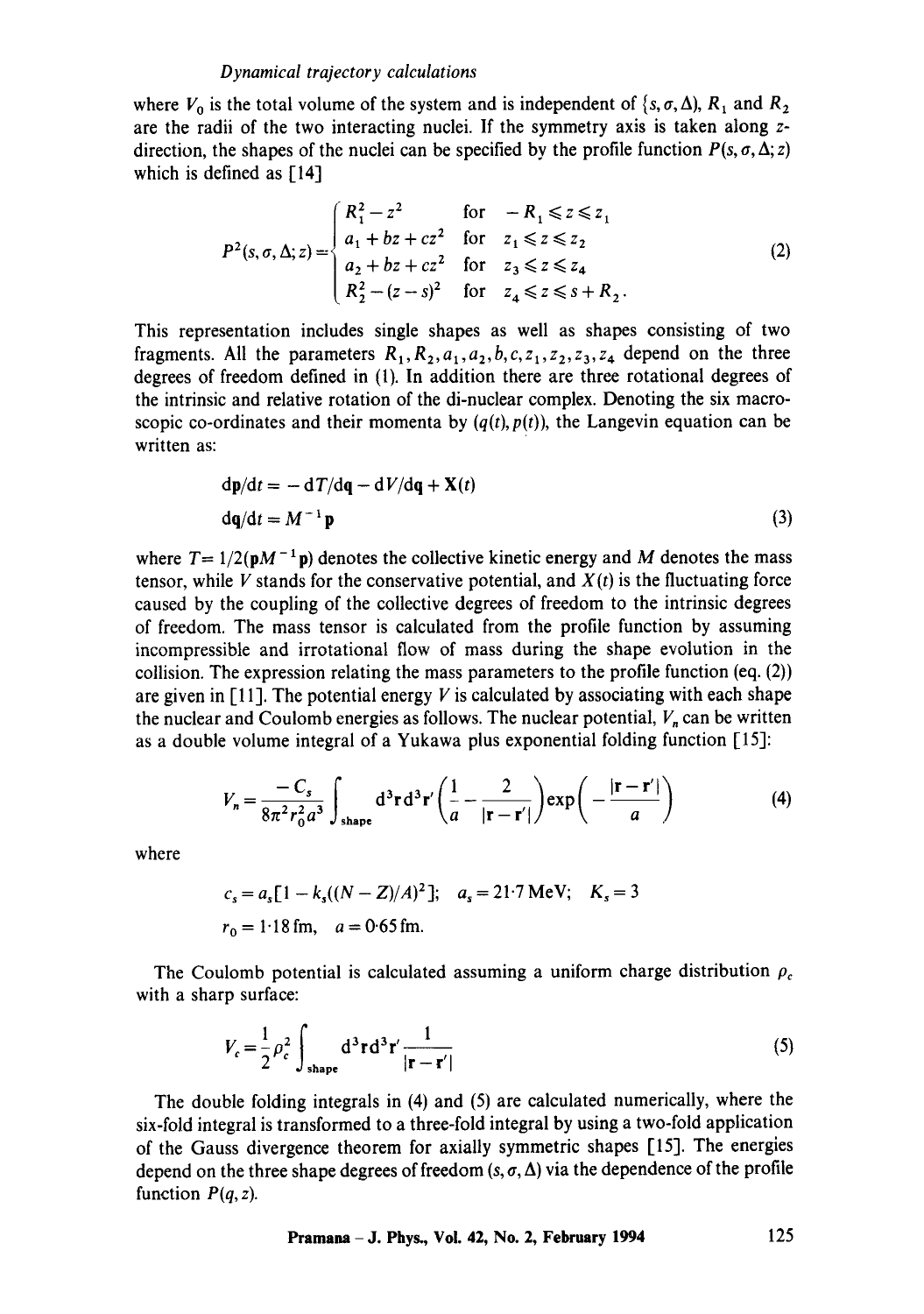where $V_0$ is the total volume of the system and is independent of $\{s, \sigma, \Delta\}$, $R_1$ and $R_2$ are the radii of the two interacting nuclei. If the symmetry axis is taken along $z$-direction, the shapes of the nuclei can be specified by the profile function $P(s, \sigma, \Delta; z)$ which is defined as [14]

$$P^2(s, \sigma, \Delta; z) = \begin{cases} R_1^2 - z^2 & \text{for} \quad -R_1 \leqslant z \leqslant z_1 \\ a_1 + bz + cz^2 & \text{for} \quad z_1 \leqslant z \leqslant z_2 \\ a_2 + bz + cz^2 & \text{for} \quad z_3 \leqslant z \leqslant z_4 \\ R_2^2 - (z - s)^2 & \text{for} \quad z_4 \leqslant z \leqslant s + R_2 . \end{cases} \tag{2}$$

This representation includes single shapes as well as shapes consisting of two fragments. All the parameters $R_1, R_2, a_1, a_2, b, c, z_1, z_2, z_3, z_4$ depend on the three degrees of freedom defined in (1). In addition there are three rotational degrees of the intrinsic and relative rotation of the di-nuclear complex. Denoting the six macroscopic co-ordinates and their momenta by $(q(t), p(t))$, the Langevin equation can be written as:

$$\begin{aligned} \mathrm{d}\mathbf{p}/\mathrm{d}t &= -\,\mathrm{d}T/\mathrm{d}\mathbf{q} - \mathrm{d}V/\mathrm{d}\mathbf{q} + \mathbf{X}(t) \\ \mathrm{d}\mathbf{q}/\mathrm{d}t &= M^{-1}\mathbf{p} \end{aligned} \tag{3}$$

where $T = 1/2(\mathbf{p}M^{-1}\mathbf{p})$ denotes the collective kinetic energy and $M$ denotes the mass tensor, while $V$ stands for the conservative potential, and $X(t)$ is the fluctuating force caused by the coupling of the collective degrees of freedom to the intrinsic degrees of freedom. The mass tensor is calculated from the profile function by assuming incompressible and irrotational flow of mass during the shape evolution in the collision. The expression relating the mass parameters to the profile function (eq. (2)) are given in [11]. The potential energy $V$ is calculated by associating with each shape the nuclear and Coulomb energies as follows. The nuclear potential, $V_n$ can be written as a double volume integral of a Yukawa plus exponential folding function [15]:

$$V_n = \frac{-C_s}{8\pi^2 r_0^2 a^3} \int_{\text{shape}} \mathrm{d}^3\mathbf{r}\,\mathrm{d}^3\mathbf{r}' \left(\frac{1}{a} - \frac{2}{|\mathbf{r} - \mathbf{r}'|}\right) \exp\left(-\frac{|\mathbf{r} - \mathbf{r}'|}{a}\right) \tag{4}$$

where

$$c_s = a_s[1 - k_s((N - Z)/A)^2]; \quad a_s = 21{\cdot}7\,\text{MeV}; \quad K_s = 3$$

$$r_0 = 1{\cdot}18\,\text{fm}, \quad a = 0{\cdot}65\,\text{fm}.$$

The Coulomb potential is calculated assuming a uniform charge distribution $\rho_c$ with a sharp surface:

$$V_c = \frac{1}{2}\rho_c^2 \int_{\text{shape}} \mathrm{d}^3\mathbf{r}\,\mathrm{d}^3\mathbf{r}' \frac{1}{|\mathbf{r} - \mathbf{r}'|} \tag{5}$$

The double folding integrals in (4) and (5) are calculated numerically, where the six-fold integral is transformed to a three-fold integral by using a two-fold application of the Gauss divergence theorem for axially symmetric shapes [15]. The energies depend on the three shape degrees of freedom $(s, \sigma, \Delta)$ via the dependence of the profile function $P(q, z)$.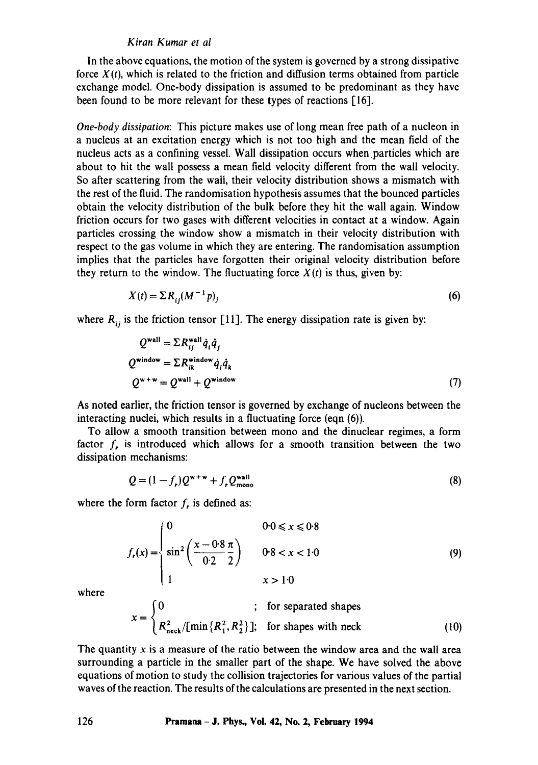In the above equations, the motion of the system is governed by a strong dissipative force $X(t)$, which is related to the friction and diffusion terms obtained from particle exchange model. One-body dissipation is assumed to be predominant as they have been found to be more relevant for these types of reactions [16].

*One-body dissipation*: This picture makes use of long mean free path of a nucleon in a nucleus at an excitation energy which is not too high and the mean field of the nucleus acts as a confining vessel. Wall dissipation occurs when particles which are about to hit the wall possess a mean field velocity different from the wall velocity. So after scattering from the wall, their velocity distribution shows a mismatch with the rest of the fluid. The randomisation hypothesis assumes that the bounced particles obtain the velocity distribution of the bulk before they hit the wall again. Window friction occurs for two gases with different velocities in contact at a window. Again particles crossing the window show a mismatch in their velocity distribution with respect to the gas volume in which they are entering. The randomisation assumption implies that the particles have forgotten their original velocity distribution before they return to the window. The fluctuating force $X(t)$ is thus, given by:

$$X(t) = \Sigma R_{ij}(M^{-1}p)_j \tag{6}$$

where $R_{ij}$ is the friction tensor [11]. The energy dissipation rate is given by:

$$\begin{aligned} Q^{\text{wall}} &= \Sigma R_{ij}^{\text{wall}} \dot{q}_i \dot{q}_j \\ Q^{\text{window}} &= \Sigma R_{ik}^{\text{window}} \dot{q}_i \dot{q}_k \\ Q^{w+w} &= Q^{\text{wall}} + Q^{\text{window}} \end{aligned} \tag{7}$$

As noted earlier, the friction tensor is governed by exchange of nucleons between the interacting nuclei, which results in a fluctuating force (eqn (6)).

To allow a smooth transition between mono and the dinuclear regimes, a form factor $f_r$ is introduced which allows for a smooth transition between the two dissipation mechanisms:

$$Q = (1 - f_r) Q^{w+w} + f_r Q_{\text{mono}}^{\text{wall}} \tag{8}$$

where the form factor $f_r$ is defined as:

$$f_r(x) = \begin{cases} 0 & 0{\cdot}0 \leqslant x \leqslant 0{\cdot}8 \\ \sin^2\left(\dfrac{x - 0{\cdot}8}{0{\cdot}2}\dfrac{\pi}{2}\right) & 0{\cdot}8 < x < 1{\cdot}0 \\ 1 & x > 1{\cdot}0 \end{cases} \tag{9}$$

where

$$x = \begin{cases} 0 & ; \text{ for separated shapes} \\ R_{\text{neck}}^2/[\min\{R_1^2, R_2^2\}]; & \text{for shapes with neck} \end{cases} \tag{10}$$

The quantity $x$ is a measure of the ratio between the window area and the wall area surrounding a particle in the smaller part of the shape. We have solved the above equations of motion to study the collision trajectories for various values of the partial waves of the reaction. The results of the calculations are presented in the next section.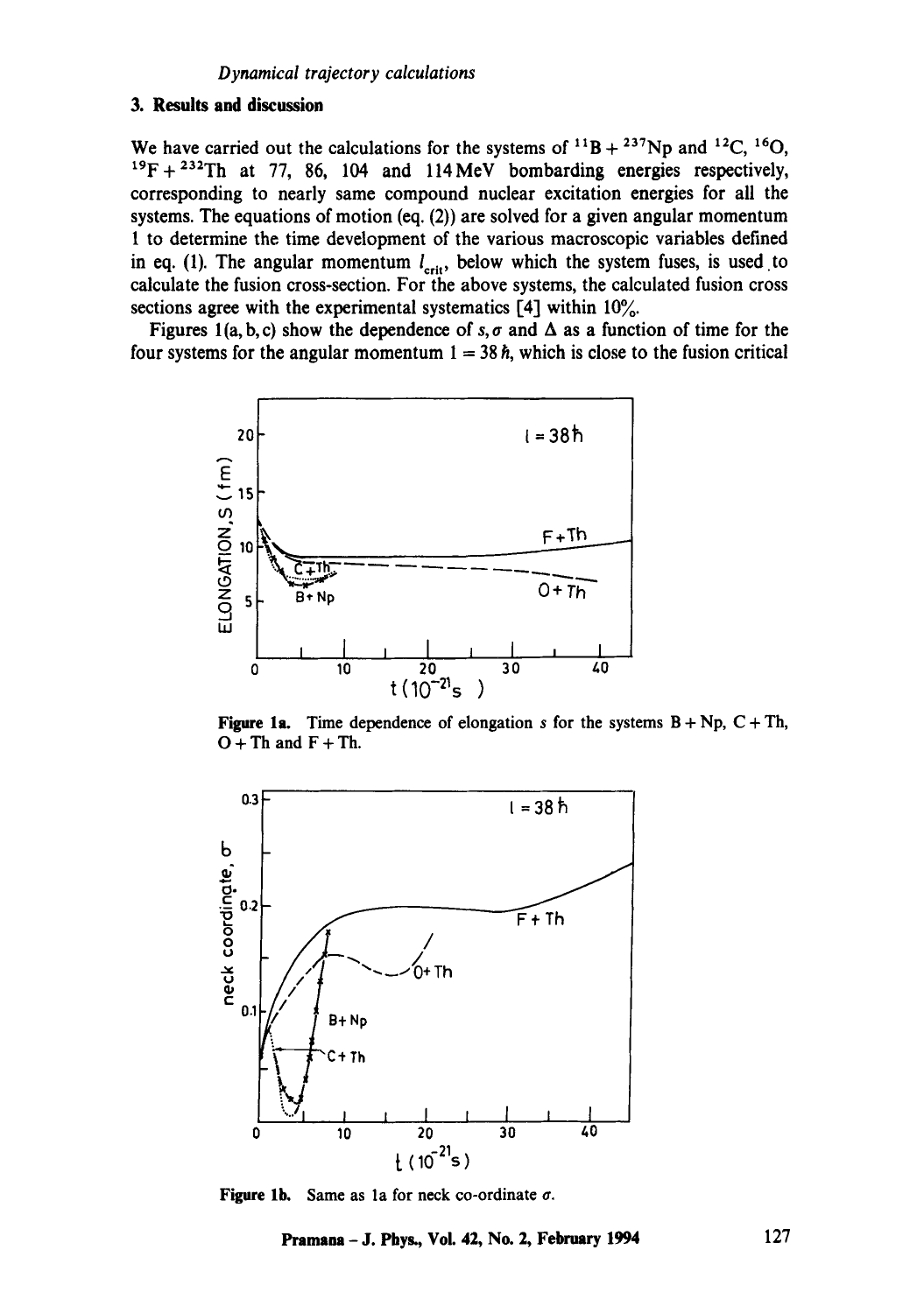## 3. Results and discussion

We have carried out the calculations for the systems of $^{11}B + ^{237}Np$ and $^{12}C$, $^{16}O$, $^{19}F + ^{232}Th$ at 77, 86, 104 and 114 MeV bombarding energies respectively, corresponding to nearly same compound nuclear excitation energies for all the systems. The equations of motion (eq. (2)) are solved for a given angular momentum $l$ to determine the time development of the various macroscopic variables defined in eq. (1). The angular momentum $l_{crit}$, below which the system fuses, is used to calculate the fusion cross-section. For the above systems, the calculated fusion cross sections agree with the experimental systematics [4] within 10%.

Figures 1(a, b, c) show the dependence of $s, \sigma$ and $\Delta$ as a function of time for the four systems for the angular momentum $l = 38\hbar$, which is close to the fusion critical

**Figure 1a.** Time dependence of elongation $s$ for the systems B + Np, C + Th, O + Th and F + Th.

**Figure 1b.** Same as 1a for neck co-ordinate $\sigma$.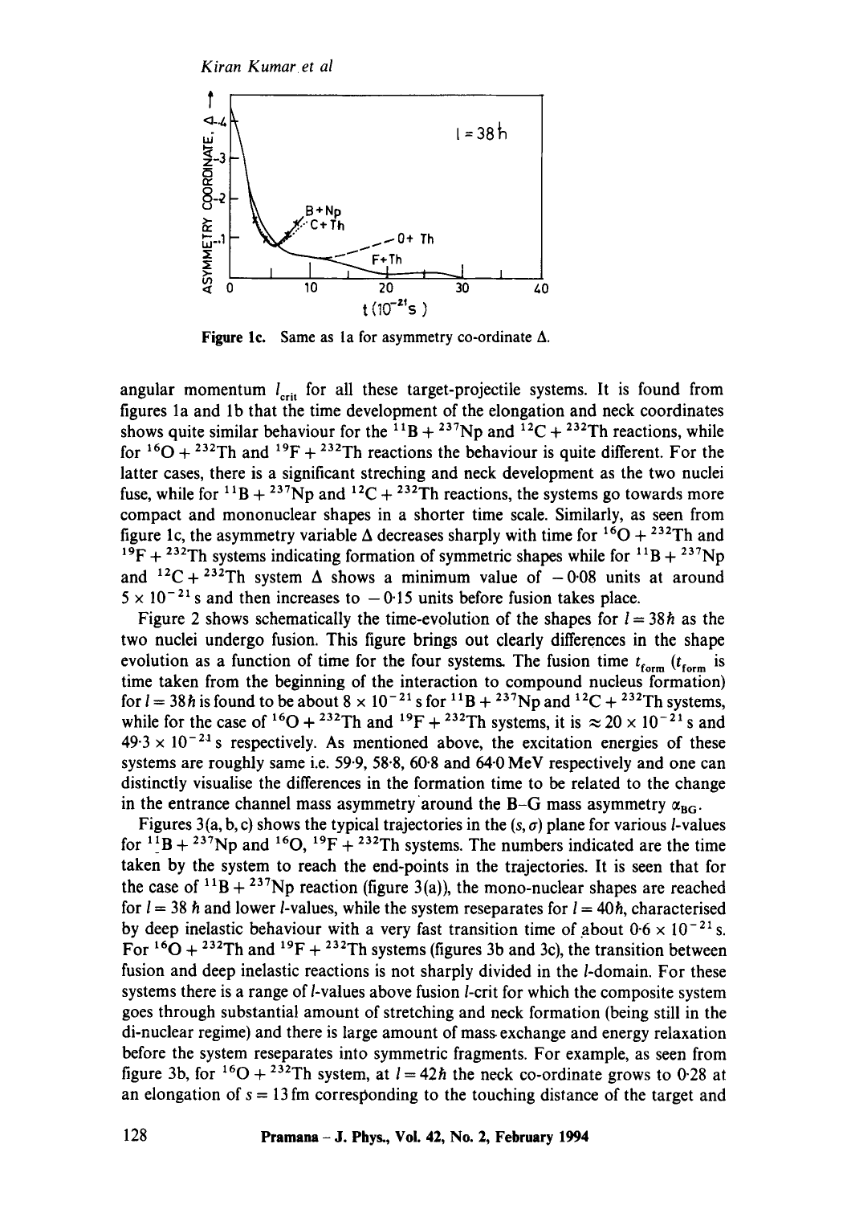Figure 1c. Same as 1a for asymmetry co-ordinate $\Delta$.

angular momentum $l_{crit}$ for all these target-projectile systems. It is found from figures 1a and 1b that the time development of the elongation and neck coordinates shows quite similar behaviour for the $^{11}B + ^{237}Np$ and $^{12}C + ^{232}Th$ reactions, while for $^{16}O + ^{232}Th$ and $^{19}F + ^{232}Th$ reactions the behaviour is quite different. For the latter cases, there is a significant streching and neck development as the two nuclei fuse, while for $^{11}B + ^{237}Np$ and $^{12}C + ^{232}Th$ reactions, the systems go towards more compact and mononuclear shapes in a shorter time scale. Similarly, as seen from figure 1c, the asymmetry variable $\Delta$ decreases sharply with time for $^{16}O + ^{232}Th$ and $^{19}F + ^{232}Th$ systems indicating formation of symmetric shapes while for $^{11}B + ^{237}Np$ and $^{12}C + ^{232}Th$ system $\Delta$ shows a minimum value of $-0{\cdot}08$ units at around $5 \times 10^{-21}$ s and then increases to $-0{\cdot}15$ units before fusion takes place.

Figure 2 shows schematically the time-evolution of the shapes for $l = 38\hbar$ as the two nuclei undergo fusion. This figure brings out clearly differences in the shape evolution as a function of time for the four systems. The fusion time $t_{form}$ ($t_{form}$ is time taken from the beginning of the interaction to compound nucleus formation) for $l = 38\hbar$ is found to be about $8 \times 10^{-21}$ s for $^{11}B + ^{237}Np$ and $^{12}C + ^{232}Th$ systems, while for the case of $^{16}O + ^{232}Th$ and $^{19}F + ^{232}Th$ systems, it is $\approx 20 \times 10^{-21}$ s and $49{\cdot}3 \times 10^{-21}$ s respectively. As mentioned above, the excitation energies of these systems are roughly same i.e. 59·9, 58·8, 60·8 and 64·0 MeV respectively and one can distinctly visualise the differences in the formation time to be related to the change in the entrance channel mass asymmetry around the B–G mass asymmetry $\alpha_{BG}$.

Figures 3(a, b, c) shows the typical trajectories in the $(s, \sigma)$ plane for various $l$-values for $^{11}B + ^{237}Np$ and $^{16}O$, $^{19}F + ^{232}Th$ systems. The numbers indicated are the time taken by the system to reach the end-points in the trajectories. It is seen that for the case of $^{11}B + ^{237}Np$ reaction (figure 3(a)), the mono-nuclear shapes are reached for $l = 38\,\hbar$ and lower $l$-values, while the system reseparates for $l = 40\hbar$, characterised by deep inelastic behaviour with a very fast transition time of about $0{\cdot}6 \times 10^{-21}$ s. For $^{16}O + ^{232}Th$ and $^{19}F + ^{232}Th$ systems (figures 3b and 3c), the transition between fusion and deep inelastic reactions is not sharply divided in the $l$-domain. For these systems there is a range of $l$-values above fusion $l$-crit for which the composite system goes through substantial amount of stretching and neck formation (being still in the di-nuclear regime) and there is large amount of mass exchange and energy relaxation before the system reseparates into symmetric fragments. For example, as seen from figure 3b, for $^{16}O + ^{232}Th$ system, at $l = 42\hbar$ the neck co-ordinate grows to 0·28 at an elongation of $s = 13$ fm corresponding to the touching distance of the target and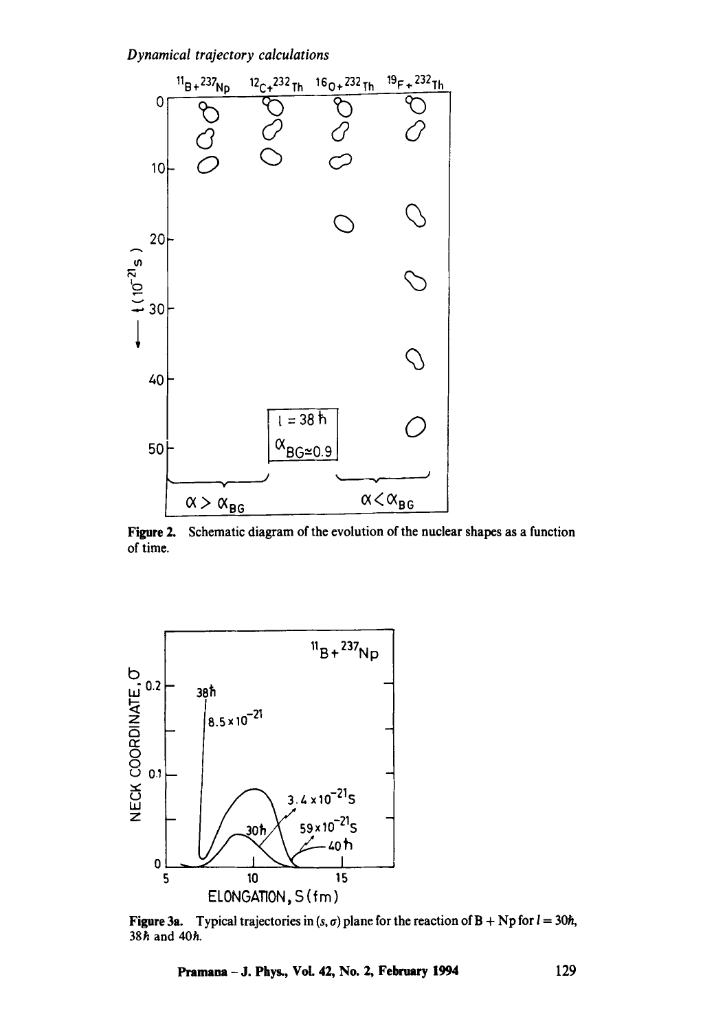**Figure 2.** Schematic diagram of the evolution of the nuclear shapes as a function of time.

**Figure 3a.** Typical trajectories in $(s, \sigma)$ plane for the reaction of B + Np for $l = 30\hbar$, $38\hbar$ and $40\hbar$.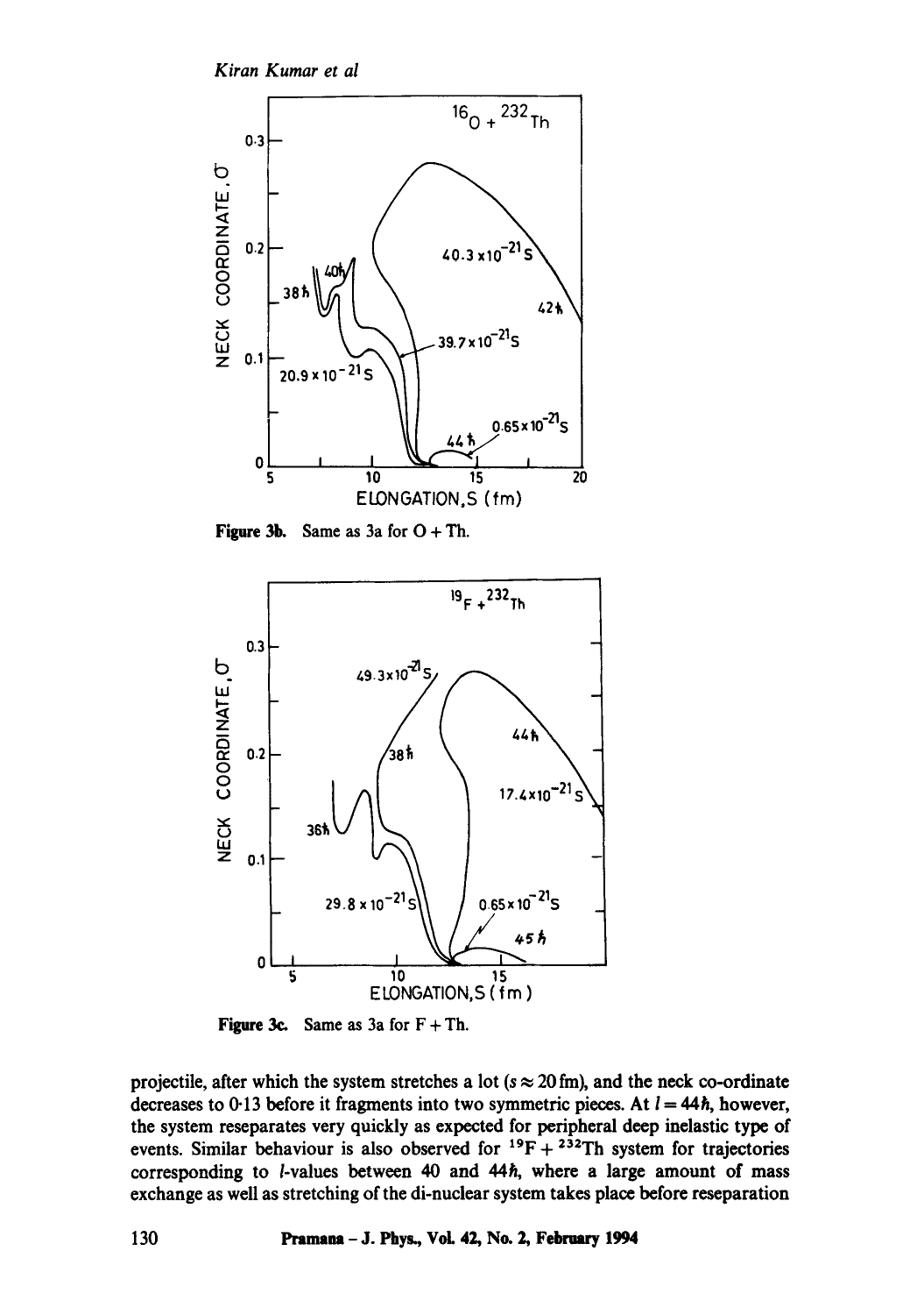Figure 3b. Same as 3a for O + Th.

Figure 3c. Same as 3a for F + Th.

projectile, after which the system stretches a lot ($s \approx 20$ fm), and the neck co-ordinate decreases to 0·13 before it fragments into two symmetric pieces. At $l = 44\hbar$, however, the system reseparates very quickly as expected for peripheral deep inelastic type of events. Similar behaviour is also observed for $^{19}F + ^{232}Th$ system for trajectories corresponding to $l$-values between 40 and $44\hbar$, where a large amount of mass exchange as well as stretching of the di-nuclear system takes place before reseparation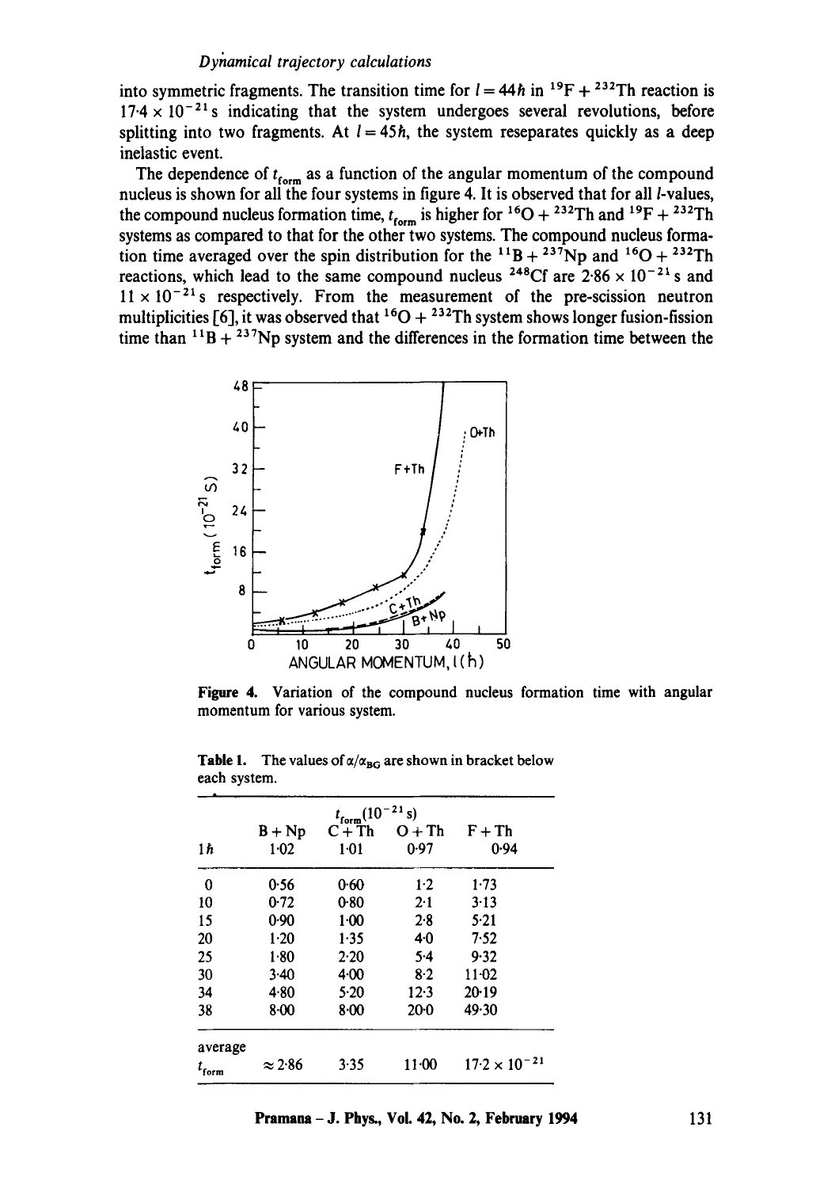into symmetric fragments. The transition time for $l = 44\hbar$ in $^{19}F + ^{232}Th$ reaction is $17{\cdot}4 \times 10^{-21}$ s indicating that the system undergoes several revolutions, before splitting into two fragments. At $l = 45\hbar$, the system reseparates quickly as a deep inelastic event.

The dependence of $t_{form}$ as a function of the angular momentum of the compound nucleus is shown for all the four systems in figure 4. It is observed that for all $l$-values, the compound nucleus formation time, $t_{form}$ is higher for $^{16}O + ^{232}Th$ and $^{19}F + ^{232}Th$ systems as compared to that for the other two systems. The compound nucleus formation time averaged over the spin distribution for the $^{11}B + ^{237}Np$ and $^{16}O + ^{232}Th$ reactions, which lead to the same compound nucleus $^{248}Cf$ are $2{\cdot}86 \times 10^{-21}$ s and $11 \times 10^{-21}$ s respectively. From the measurement of the pre-scission neutron multiplicities [6], it was observed that $^{16}O + ^{232}Th$ system shows longer fusion-fission time than $^{11}B + ^{237}Np$ system and the differences in the formation time between the

**Figure 4.** Variation of the compound nucleus formation time with angular momentum for various system.

**Table 1.** The values of $\alpha/\alpha_{BG}$ are shown in bracket below each system.

| | $t_{form}(10^{-21}$ s) | | | |
|---|---|---|---|---|
| | B + Np | C + Th | O + Th | F + Th |
| $l\hbar$ | 1·02 | 1·01 | 0·97 | 0·94 |
| 0 | 0·56 | 0·60 | 1·2 | 1·73 |
| 10 | 0·72 | 0·80 | 2·1 | 3·13 |
| 15 | 0·90 | 1·00 | 2·8 | 5·21 |
| 20 | 1·20 | 1·35 | 4·0 | 7·52 |
| 25 | 1·80 | 2·20 | 5·4 | 9·32 |
| 30 | 3·40 | 4·00 | 8·2 | 11·02 |
| 34 | 4·80 | 5·20 | 12·3 | 20·19 |
| 38 | 8·00 | 8·00 | 20·0 | 49·30 |
| average $t_{form}$ | ≈ 2·86 | 3·35 | 11·00 | $17{\cdot}2 \times 10^{-21}$ |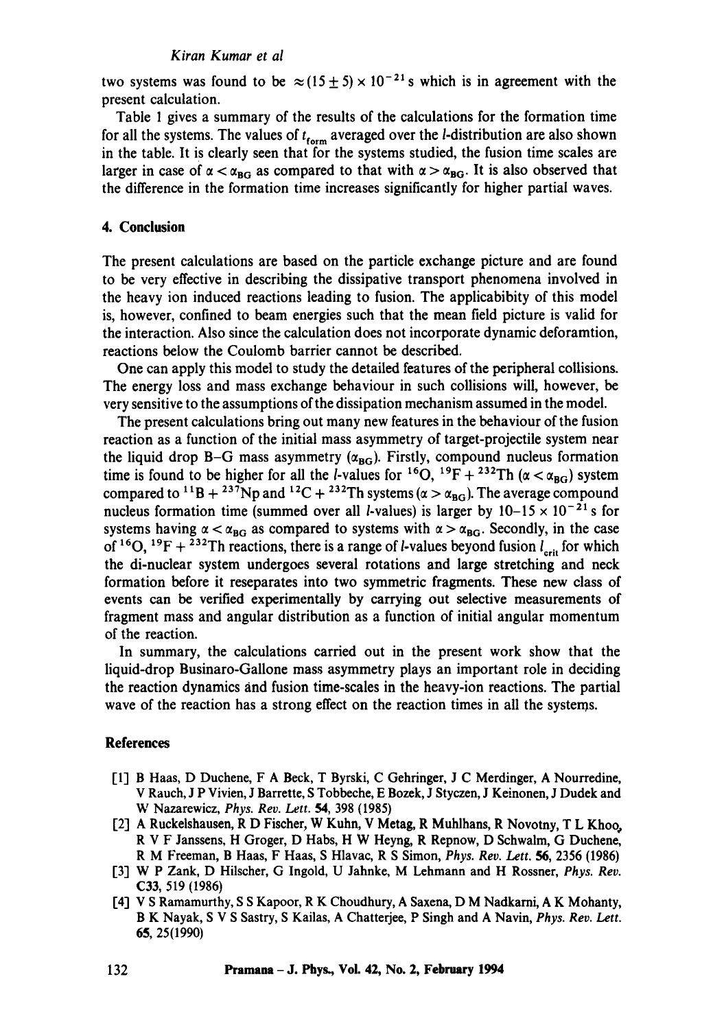two systems was found to be $\approx (15 \pm 5) \times 10^{-21}$ s which is in agreement with the present calculation.

Table 1 gives a summary of the results of the calculations for the formation time for all the systems. The values of $t_{form}$ averaged over the $l$-distribution are also shown in the table. It is clearly seen that for the systems studied, the fusion time scales are larger in case of $\alpha < \alpha_{BG}$ as compared to that with $\alpha > \alpha_{BG}$. It is also observed that the difference in the formation time increases significantly for higher partial waves.

## 4. Conclusion

The present calculations are based on the particle exchange picture and are found to be very effective in describing the dissipative transport phenomena involved in the heavy ion induced reactions leading to fusion. The applicabibity of this model is, however, confined to beam energies such that the mean field picture is valid for the interaction. Also since the calculation does not incorporate dynamic deforamtion, reactions below the Coulomb barrier cannot be described.

One can apply this model to study the detailed features of the peripheral collisions. The energy loss and mass exchange behaviour in such collisions will, however, be very sensitive to the assumptions of the dissipation mechanism assumed in the model.

The present calculations bring out many new features in the behaviour of the fusion reaction as a function of the initial mass asymmetry of target-projectile system near the liquid drop B–G mass asymmetry ($\alpha_{BG}$). Firstly, compound nucleus formation time is found to be higher for all the $l$-values for $^{16}O$, $^{19}F$ + $^{232}Th$ ($\alpha < \alpha_{BG}$) system compared to $^{11}B$ + $^{237}Np$ and $^{12}C$ + $^{232}Th$ systems ($\alpha > \alpha_{BG}$). The average compound nucleus formation time (summed over all $l$-values) is larger by $10$–$15 \times 10^{-21}$ s for systems having $\alpha < \alpha_{BG}$ as compared to systems with $\alpha > \alpha_{BG}$. Secondly, in the case of $^{16}O$, $^{19}F$ + $^{232}Th$ reactions, there is a range of $l$-values beyond fusion $l_{crit}$ for which the di-nuclear system undergoes several rotations and large stretching and neck formation before it reseparates into two symmetric fragments. These new class of events can be verified experimentally by carrying out selective measurements of fragment mass and angular distribution as a function of initial angular momentum of the reaction.

In summary, the calculations carried out in the present work show that the liquid-drop Businaro-Gallone mass asymmetry plays an important role in deciding the reaction dynamics and fusion time-scales in the heavy-ion reactions. The partial wave of the reaction has a strong effect on the reaction times in all the systems.

## References

[1] B Haas, D Duchene, F A Beck, T Byrski, C Gehringer, J C Merdinger, A Nourredine, V Rauch, J P Vivien, J Barrette, S Tobbeche, E Bozek, J Styczen, J Keinonen, J Dudek and W Nazarewicz, *Phys. Rev. Lett.* **54**, 398 (1985)

[2] A Ruckelshausen, R D Fischer, W Kuhn, V Metag, R Muhlhans, R Novotny, T L Khoo, R V F Janssens, H Groger, D Habs, H W Heyng, R Repnow, D Schwalm, G Duchene, R M Freeman, B Haas, F Haas, S Hlavac, R S Simon, *Phys. Rev. Lett.* **56**, 2356 (1986)

[3] W P Zank, D Hilscher, G Ingold, U Jahnke, M Lehmann and H Rossner, *Phys. Rev.* **C33**, 519 (1986)

[4] V S Ramamurthy, S S Kapoor, R K Choudhury, A Saxena, D M Nadkarni, A K Mohanty, B K Nayak, S V S Sastry, S Kailas, A Chatterjee, P Singh and A Navin, *Phys. Rev. Lett.* **65**, 25(1990)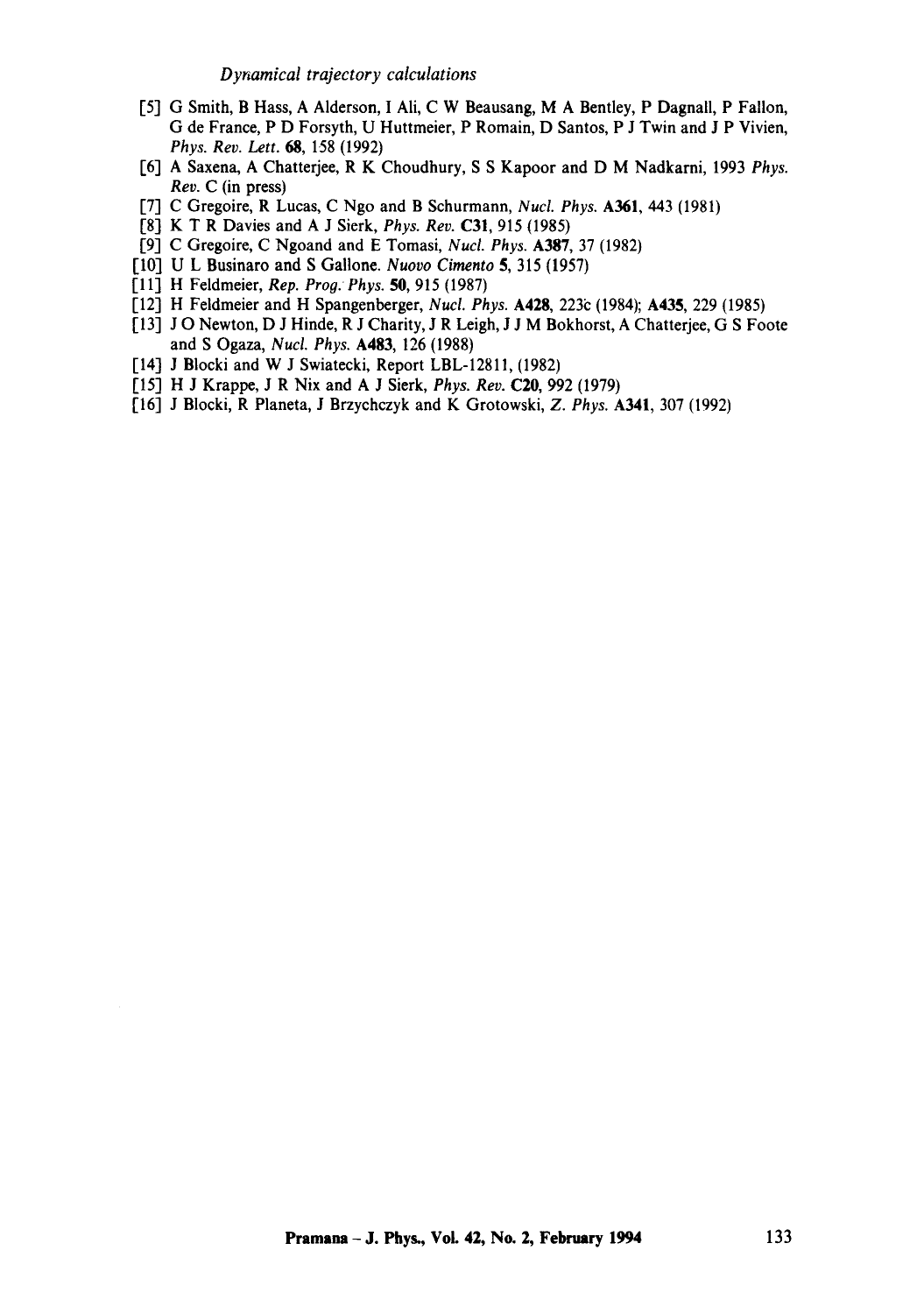[5] G Smith, B Hass, A Alderson, I Ali, C W Beausang, M A Bentley, P Dagnall, P Fallon, G de France, P D Forsyth, U Huttmeier, P Romain, D Santos, P J Twin and J P Vivien, *Phys. Rev. Lett.* **68**, 158 (1992)

[6] A Saxena, A Chatterjee, R K Choudhury, S S Kapoor and D M Nadkarni, 1993 *Phys. Rev.* C (in press)

[7] C Gregoire, R Lucas, C Ngo and B Schurmann, *Nucl. Phys.* **A361**, 443 (1981)

[8] K T R Davies and A J Sierk, *Phys. Rev.* **C31**, 915 (1985)

[9] C Gregoire, C Ngoand and E Tomasi, *Nucl. Phys.* **A387**, 37 (1982)

[10] U L Businaro and S Gallone. *Nuovo Cimento* **5**, 315 (1957)

[11] H Feldmeier, *Rep. Prog. Phys.* **50**, 915 (1987)

[12] H Feldmeier and H Spangenberger, *Nucl. Phys.* **A428**, 223c (1984); **A435**, 229 (1985)

[13] J O Newton, D J Hinde, R J Charity, J R Leigh, J J M Bokhorst, A Chatterjee, G S Foote and S Ogaza, *Nucl. Phys.* **A483**, 126 (1988)

[14] J Blocki and W J Swiatecki, Report LBL-12811, (1982)

[15] H J Krappe, J R Nix and A J Sierk, *Phys. Rev.* **C20**, 992 (1979)

[16] J Blocki, R Planeta, J Brzychczyk and K Grotowski, *Z. Phys.* **A341**, 307 (1992)